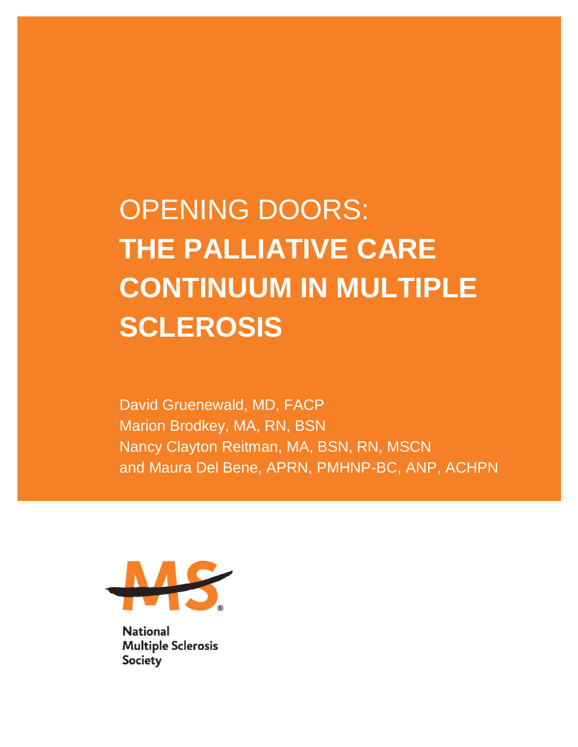# OPENING DOORS: THE PALLIATIVE CARE CONTINUUM IN MULTIPLE SCLEROSIS

David Gruenewald, MD, FACP
Marion Brodkey, MA, RN, BSN
Nancy Clayton Reitman, MA, BSN, RN, MSCN
and Maura Del Bene, APRN, PMHNP-BC, ANP, ACHPN

National
Multiple Sclerosis
Society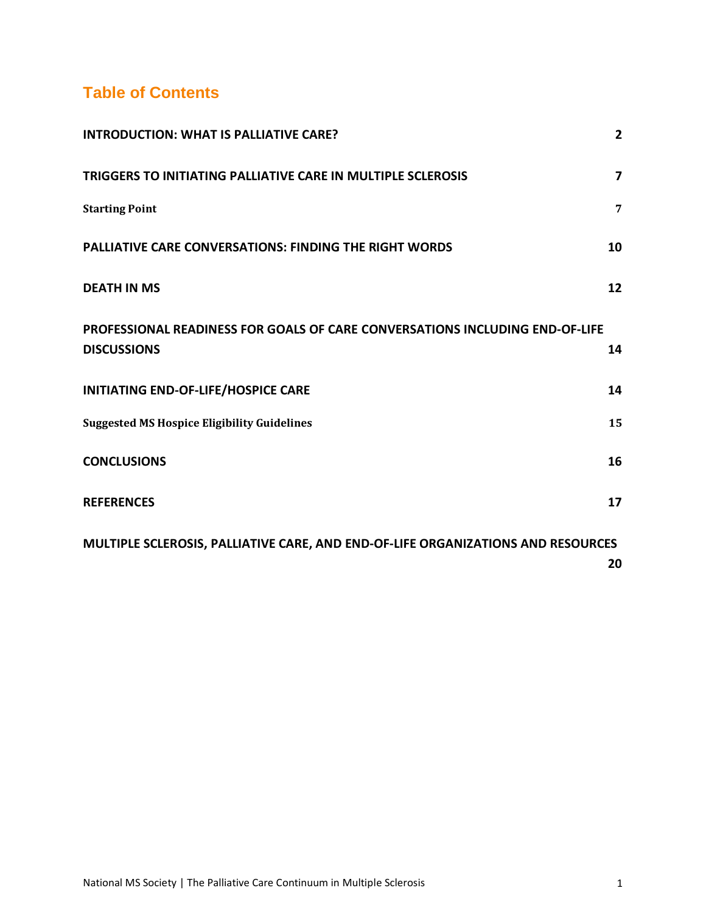# Table of Contents

| | |
|---|---|
| **INTRODUCTION: WHAT IS PALLIATIVE CARE?** | **2** |
| **TRIGGERS TO INITIATING PALLIATIVE CARE IN MULTIPLE SCLEROSIS** | **7** |
| **Starting Point** | **7** |
| **PALLIATIVE CARE CONVERSATIONS: FINDING THE RIGHT WORDS** | **10** |
| **DEATH IN MS** | **12** |
| **PROFESSIONAL READINESS FOR GOALS OF CARE CONVERSATIONS INCLUDING END-OF-LIFE DISCUSSIONS** | **14** |
| **INITIATING END-OF-LIFE/HOSPICE CARE** | **14** |
| **Suggested MS Hospice Eligibility Guidelines** | **15** |
| **CONCLUSIONS** | **16** |
| **REFERENCES** | **17** |
| **MULTIPLE SCLEROSIS, PALLIATIVE CARE, AND END-OF-LIFE ORGANIZATIONS AND RESOURCES** | **20** |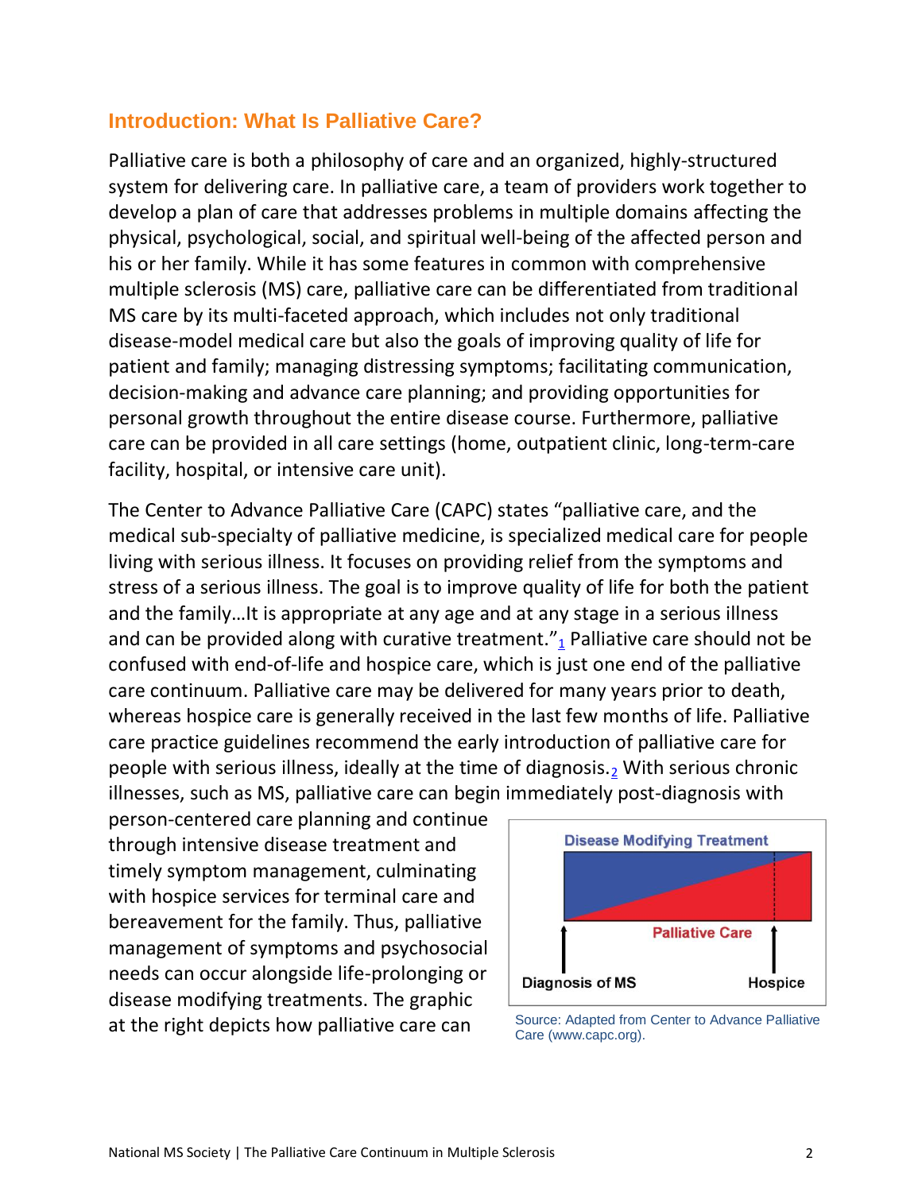## Introduction: What Is Palliative Care?

Palliative care is both a philosophy of care and an organized, highly-structured system for delivering care. In palliative care, a team of providers work together to develop a plan of care that addresses problems in multiple domains affecting the physical, psychological, social, and spiritual well-being of the affected person and his or her family. While it has some features in common with comprehensive multiple sclerosis (MS) care, palliative care can be differentiated from traditional MS care by its multi-faceted approach, which includes not only traditional disease-model medical care but also the goals of improving quality of life for patient and family; managing distressing symptoms; facilitating communication, decision-making and advance care planning; and providing opportunities for personal growth throughout the entire disease course. Furthermore, palliative care can be provided in all care settings (home, outpatient clinic, long-term-care facility, hospital, or intensive care unit).

The Center to Advance Palliative Care (CAPC) states "palliative care, and the medical sub-specialty of palliative medicine, is specialized medical care for people living with serious illness. It focuses on providing relief from the symptoms and stress of a serious illness. The goal is to improve quality of life for both the patient and the family…It is appropriate at any age and at any stage in a serious illness and can be provided along with curative treatment."[1] Palliative care should not be confused with end-of-life and hospice care, which is just one end of the palliative care continuum. Palliative care may be delivered for many years prior to death, whereas hospice care is generally received in the last few months of life. Palliative care practice guidelines recommend the early introduction of palliative care for people with serious illness, ideally at the time of diagnosis.[2] With serious chronic illnesses, such as MS, palliative care can begin immediately post-diagnosis with person-centered care planning and continue through intensive disease treatment and timely symptom management, culminating with hospice services for terminal care and bereavement for the family. Thus, palliative management of symptoms and psychosocial needs can occur alongside life-prolonging or disease modifying treatments. The graphic at the right depicts how palliative care can

Disease Modifying Treatment

Palliative Care

Diagnosis of MS

Hospice

Source: Adapted from Center to Advance Palliative Care (www.capc.org).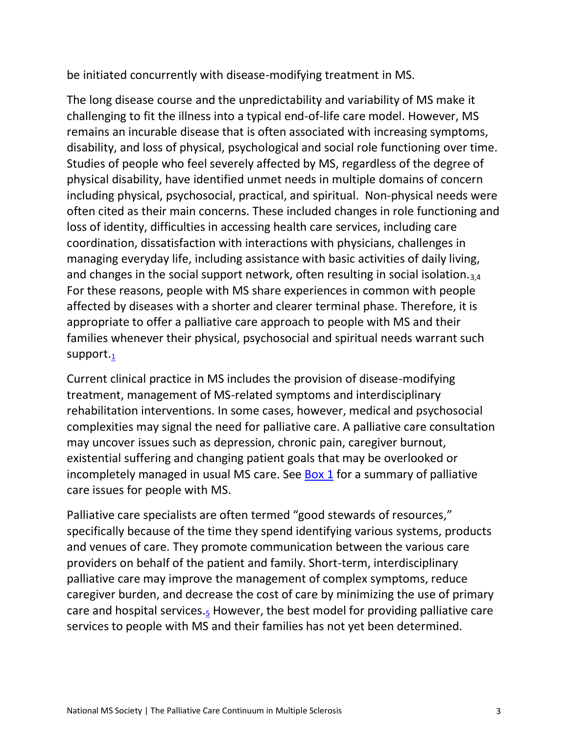be initiated concurrently with disease-modifying treatment in MS.

The long disease course and the unpredictability and variability of MS make it challenging to fit the illness into a typical end-of-life care model. However, MS remains an incurable disease that is often associated with increasing symptoms, disability, and loss of physical, psychological and social role functioning over time. Studies of people who feel severely affected by MS, regardless of the degree of physical disability, have identified unmet needs in multiple domains of concern including physical, psychosocial, practical, and spiritual. Non-physical needs were often cited as their main concerns. These included changes in role functioning and loss of identity, difficulties in accessing health care services, including care coordination, dissatisfaction with interactions with physicians, challenges in managing everyday life, including assistance with basic activities of daily living, and changes in the social support network, often resulting in social isolation.[3,4] For these reasons, people with MS share experiences in common with people affected by diseases with a shorter and clearer terminal phase. Therefore, it is appropriate to offer a palliative care approach to people with MS and their families whenever their physical, psychosocial and spiritual needs warrant such support.[1]

Current clinical practice in MS includes the provision of disease-modifying treatment, management of MS-related symptoms and interdisciplinary rehabilitation interventions. In some cases, however, medical and psychosocial complexities may signal the need for palliative care. A palliative care consultation may uncover issues such as depression, chronic pain, caregiver burnout, existential suffering and changing patient goals that may be overlooked or incompletely managed in usual MS care. See Box 1 for a summary of palliative care issues for people with MS.

Palliative care specialists are often termed "good stewards of resources," specifically because of the time they spend identifying various systems, products and venues of care. They promote communication between the various care providers on behalf of the patient and family. Short-term, interdisciplinary palliative care may improve the management of complex symptoms, reduce caregiver burden, and decrease the cost of care by minimizing the use of primary care and hospital services.[5] However, the best model for providing palliative care services to people with MS and their families has not yet been determined.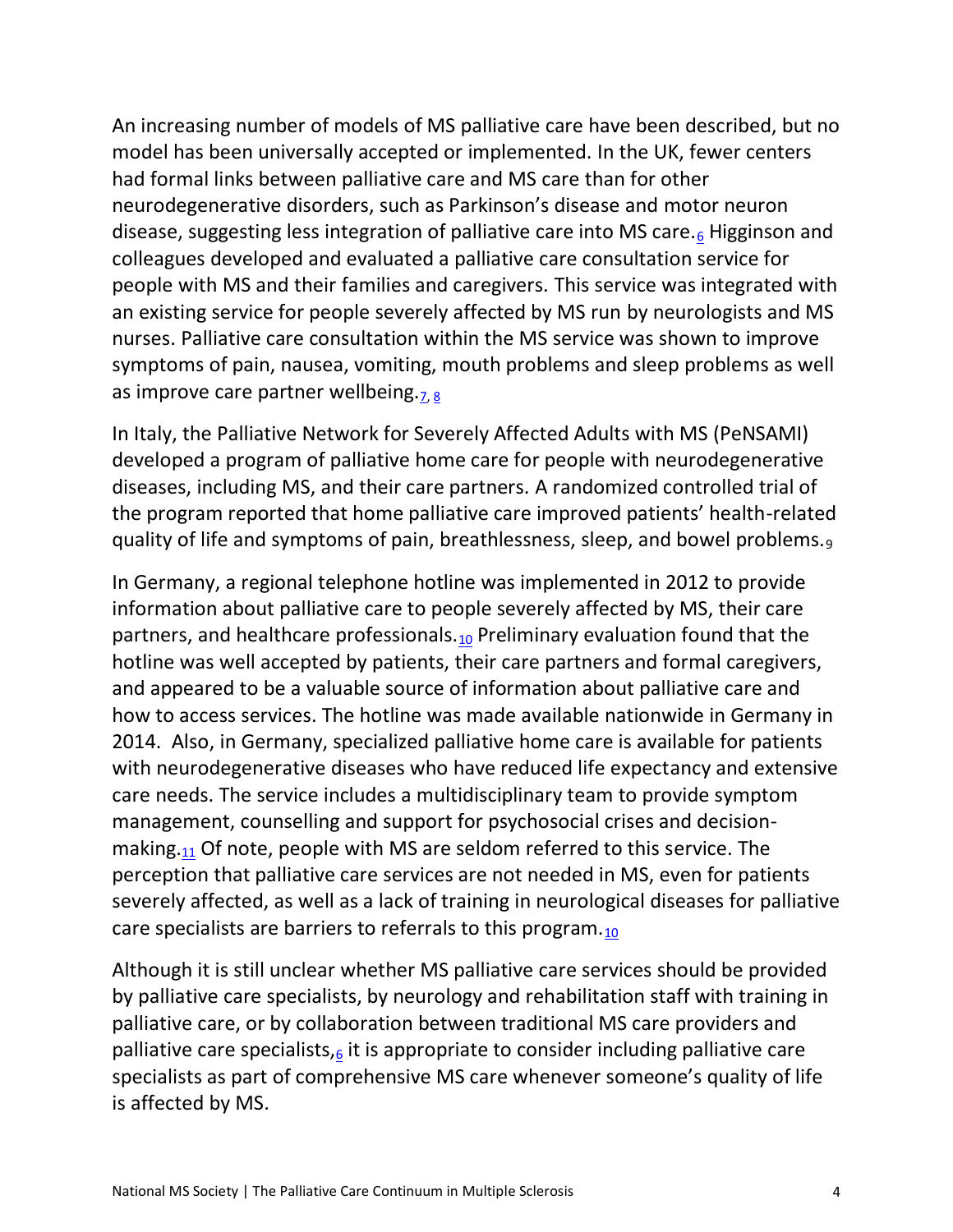An increasing number of models of MS palliative care have been described, but no model has been universally accepted or implemented. In the UK, fewer centers had formal links between palliative care and MS care than for other neurodegenerative disorders, such as Parkinson's disease and motor neuron disease, suggesting less integration of palliative care into MS care.[6] Higginson and colleagues developed and evaluated a palliative care consultation service for people with MS and their families and caregivers. This service was integrated with an existing service for people severely affected by MS run by neurologists and MS nurses. Palliative care consultation within the MS service was shown to improve symptoms of pain, nausea, vomiting, mouth problems and sleep problems as well as improve care partner wellbeing.[7, 8]

In Italy, the Palliative Network for Severely Affected Adults with MS (PeNSAMI) developed a program of palliative home care for people with neurodegenerative diseases, including MS, and their care partners. A randomized controlled trial of the program reported that home palliative care improved patients' health-related quality of life and symptoms of pain, breathlessness, sleep, and bowel problems.[9]

In Germany, a regional telephone hotline was implemented in 2012 to provide information about palliative care to people severely affected by MS, their care partners, and healthcare professionals.[10] Preliminary evaluation found that the hotline was well accepted by patients, their care partners and formal caregivers, and appeared to be a valuable source of information about palliative care and how to access services. The hotline was made available nationwide in Germany in 2014. Also, in Germany, specialized palliative home care is available for patients with neurodegenerative diseases who have reduced life expectancy and extensive care needs. The service includes a multidisciplinary team to provide symptom management, counselling and support for psychosocial crises and decision-making.[11] Of note, people with MS are seldom referred to this service. The perception that palliative care services are not needed in MS, even for patients severely affected, as well as a lack of training in neurological diseases for palliative care specialists are barriers to referrals to this program.[10]

Although it is still unclear whether MS palliative care services should be provided by palliative care specialists, by neurology and rehabilitation staff with training in palliative care, or by collaboration between traditional MS care providers and palliative care specialists,[6] it is appropriate to consider including palliative care specialists as part of comprehensive MS care whenever someone's quality of life is affected by MS.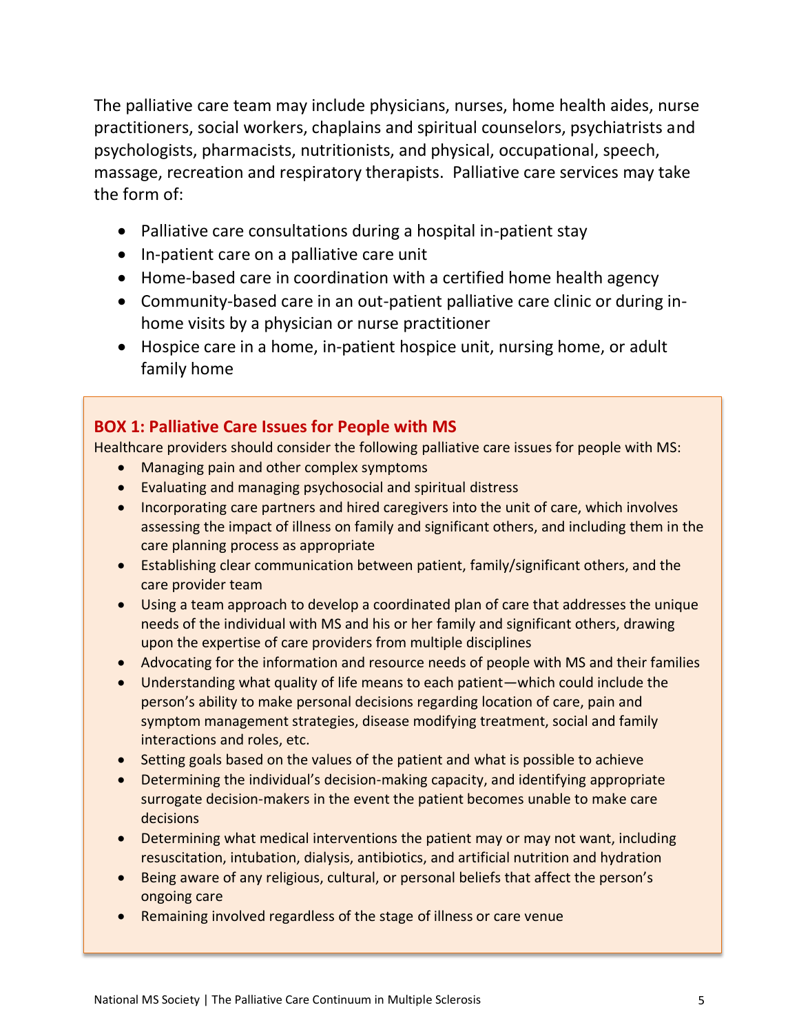The palliative care team may include physicians, nurses, home health aides, nurse practitioners, social workers, chaplains and spiritual counselors, psychiatrists and psychologists, pharmacists, nutritionists, and physical, occupational, speech, massage, recreation and respiratory therapists. Palliative care services may take the form of:

- Palliative care consultations during a hospital in-patient stay
- In-patient care on a palliative care unit
- Home-based care in coordination with a certified home health agency
- Community-based care in an out-patient palliative care clinic or during in-home visits by a physician or nurse practitioner
- Hospice care in a home, in-patient hospice unit, nursing home, or adult family home

### BOX 1: Palliative Care Issues for People with MS

Healthcare providers should consider the following palliative care issues for people with MS:

- Managing pain and other complex symptoms
- Evaluating and managing psychosocial and spiritual distress
- Incorporating care partners and hired caregivers into the unit of care, which involves assessing the impact of illness on family and significant others, and including them in the care planning process as appropriate
- Establishing clear communication between patient, family/significant others, and the care provider team
- Using a team approach to develop a coordinated plan of care that addresses the unique needs of the individual with MS and his or her family and significant others, drawing upon the expertise of care providers from multiple disciplines
- Advocating for the information and resource needs of people with MS and their families
- Understanding what quality of life means to each patient—which could include the person's ability to make personal decisions regarding location of care, pain and symptom management strategies, disease modifying treatment, social and family interactions and roles, etc.
- Setting goals based on the values of the patient and what is possible to achieve
- Determining the individual's decision-making capacity, and identifying appropriate surrogate decision-makers in the event the patient becomes unable to make care decisions
- Determining what medical interventions the patient may or may not want, including resuscitation, intubation, dialysis, antibiotics, and artificial nutrition and hydration
- Being aware of any religious, cultural, or personal beliefs that affect the person's ongoing care
- Remaining involved regardless of the stage of illness or care venue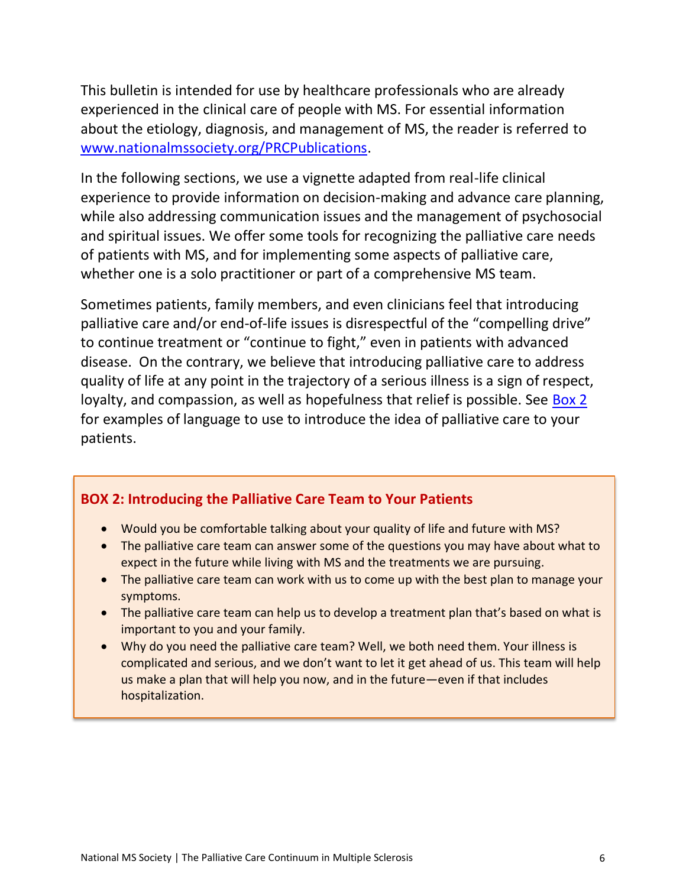This bulletin is intended for use by healthcare professionals who are already experienced in the clinical care of people with MS. For essential information about the etiology, diagnosis, and management of MS, the reader is referred to [www.nationalmssociety.org/PRCPublications](www.nationalmssociety.org/PRCPublications).

In the following sections, we use a vignette adapted from real-life clinical experience to provide information on decision-making and advance care planning, while also addressing communication issues and the management of psychosocial and spiritual issues. We offer some tools for recognizing the palliative care needs of patients with MS, and for implementing some aspects of palliative care, whether one is a solo practitioner or part of a comprehensive MS team.

Sometimes patients, family members, and even clinicians feel that introducing palliative care and/or end-of-life issues is disrespectful of the "compelling drive" to continue treatment or "continue to fight," even in patients with advanced disease. On the contrary, we believe that introducing palliative care to address quality of life at any point in the trajectory of a serious illness is a sign of respect, loyalty, and compassion, as well as hopefulness that relief is possible. See Box 2 for examples of language to use to introduce the idea of palliative care to your patients.

### BOX 2: Introducing the Palliative Care Team to Your Patients

- Would you be comfortable talking about your quality of life and future with MS?
- The palliative care team can answer some of the questions you may have about what to expect in the future while living with MS and the treatments we are pursuing.
- The palliative care team can work with us to come up with the best plan to manage your symptoms.
- The palliative care team can help us to develop a treatment plan that's based on what is important to you and your family.
- Why do you need the palliative care team? Well, we both need them. Your illness is complicated and serious, and we don't want to let it get ahead of us. This team will help us make a plan that will help you now, and in the future—even if that includes hospitalization.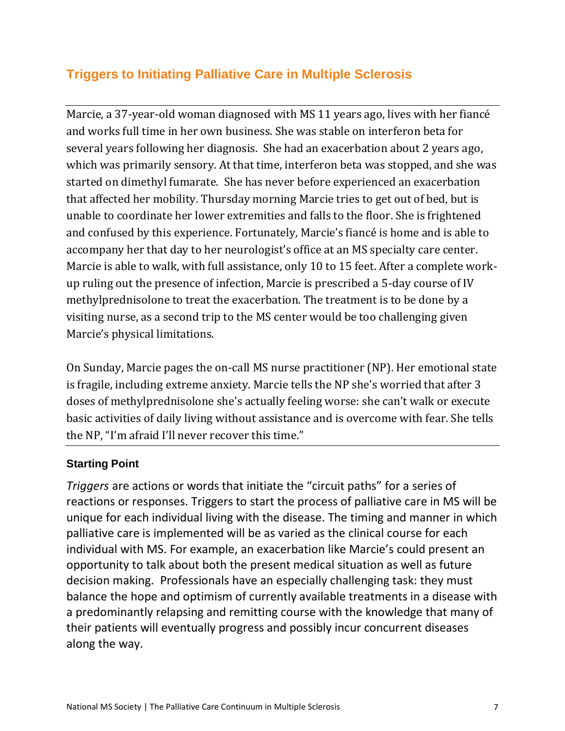## Triggers to Initiating Palliative Care in Multiple Sclerosis

---

Marcie, a 37-year-old woman diagnosed with MS 11 years ago, lives with her fiancé and works full time in her own business. She was stable on interferon beta for several years following her diagnosis. She had an exacerbation about 2 years ago, which was primarily sensory. At that time, interferon beta was stopped, and she was started on dimethyl fumarate. She has never before experienced an exacerbation that affected her mobility. Thursday morning Marcie tries to get out of bed, but is unable to coordinate her lower extremities and falls to the floor. She is frightened and confused by this experience. Fortunately, Marcie's fiancé is home and is able to accompany her that day to her neurologist's office at an MS specialty care center. Marcie is able to walk, with full assistance, only 10 to 15 feet. After a complete work-up ruling out the presence of infection, Marcie is prescribed a 5-day course of IV methylprednisolone to treat the exacerbation. The treatment is to be done by a visiting nurse, as a second trip to the MS center would be too challenging given Marcie's physical limitations.

On Sunday, Marcie pages the on-call MS nurse practitioner (NP). Her emotional state is fragile, including extreme anxiety. Marcie tells the NP she's worried that after 3 doses of methylprednisolone she's actually feeling worse: she can't walk or execute basic activities of daily living without assistance and is overcome with fear. She tells the NP, "I'm afraid I'll never recover this time."

---

### Starting Point

*Triggers* are actions or words that initiate the "circuit paths" for a series of reactions or responses. Triggers to start the process of palliative care in MS will be unique for each individual living with the disease. The timing and manner in which palliative care is implemented will be as varied as the clinical course for each individual with MS. For example, an exacerbation like Marcie's could present an opportunity to talk about both the present medical situation as well as future decision making. Professionals have an especially challenging task: they must balance the hope and optimism of currently available treatments in a disease with a predominantly relapsing and remitting course with the knowledge that many of their patients will eventually progress and possibly incur concurrent diseases along the way.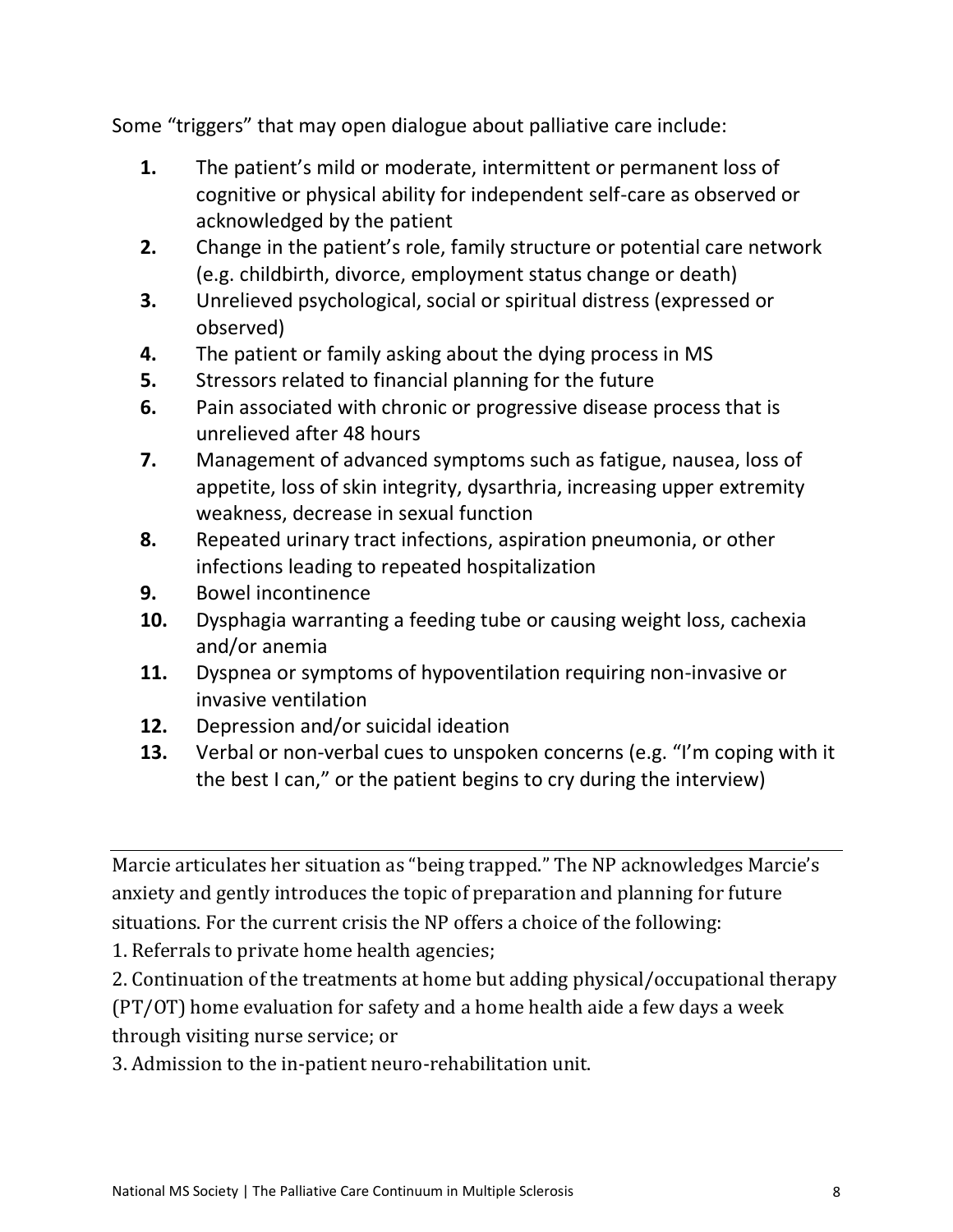Some "triggers" that may open dialogue about palliative care include:

1. The patient's mild or moderate, intermittent or permanent loss of cognitive or physical ability for independent self-care as observed or acknowledged by the patient
2. Change in the patient's role, family structure or potential care network (e.g. childbirth, divorce, employment status change or death)
3. Unrelieved psychological, social or spiritual distress (expressed or observed)
4. The patient or family asking about the dying process in MS
5. Stressors related to financial planning for the future
6. Pain associated with chronic or progressive disease process that is unrelieved after 48 hours
7. Management of advanced symptoms such as fatigue, nausea, loss of appetite, loss of skin integrity, dysarthria, increasing upper extremity weakness, decrease in sexual function
8. Repeated urinary tract infections, aspiration pneumonia, or other infections leading to repeated hospitalization
9. Bowel incontinence
10. Dysphagia warranting a feeding tube or causing weight loss, cachexia and/or anemia
11. Dyspnea or symptoms of hypoventilation requiring non-invasive or invasive ventilation
12. Depression and/or suicidal ideation
13. Verbal or non-verbal cues to unspoken concerns (e.g. "I'm coping with it the best I can," or the patient begins to cry during the interview)

---

Marcie articulates her situation as "being trapped." The NP acknowledges Marcie's anxiety and gently introduces the topic of preparation and planning for future situations. For the current crisis the NP offers a choice of the following:

1. Referrals to private home health agencies;
2. Continuation of the treatments at home but adding physical/occupational therapy (PT/OT) home evaluation for safety and a home health aide a few days a week through visiting nurse service; or
3. Admission to the in-patient neuro-rehabilitation unit.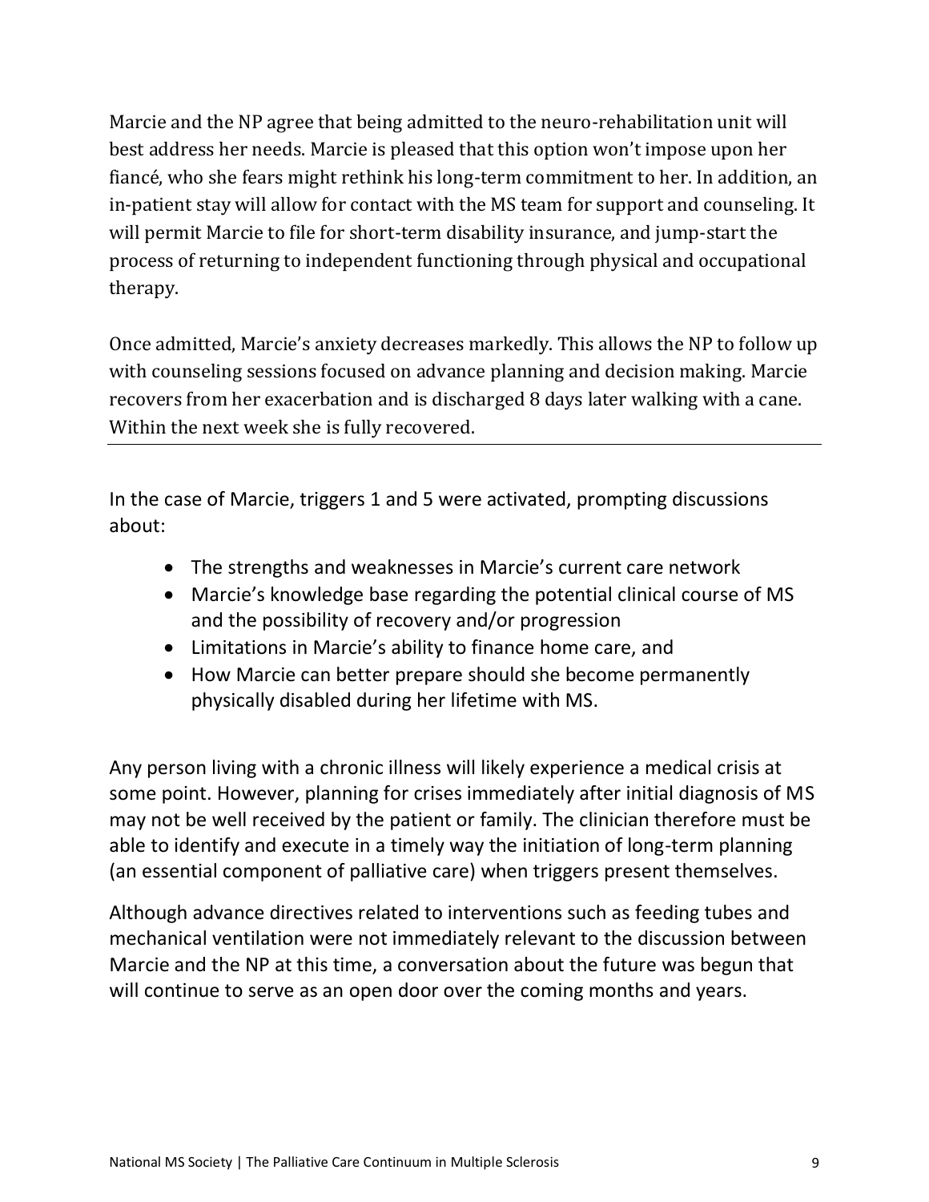Marcie and the NP agree that being admitted to the neuro-rehabilitation unit will best address her needs. Marcie is pleased that this option won't impose upon her fiancé, who she fears might rethink his long-term commitment to her. In addition, an in-patient stay will allow for contact with the MS team for support and counseling. It will permit Marcie to file for short-term disability insurance, and jump-start the process of returning to independent functioning through physical and occupational therapy.

Once admitted, Marcie's anxiety decreases markedly. This allows the NP to follow up with counseling sessions focused on advance planning and decision making. Marcie recovers from her exacerbation and is discharged 8 days later walking with a cane. Within the next week she is fully recovered.

---

In the case of Marcie, triggers 1 and 5 were activated, prompting discussions about:

- The strengths and weaknesses in Marcie's current care network
- Marcie's knowledge base regarding the potential clinical course of MS and the possibility of recovery and/or progression
- Limitations in Marcie's ability to finance home care, and
- How Marcie can better prepare should she become permanently physically disabled during her lifetime with MS.

Any person living with a chronic illness will likely experience a medical crisis at some point. However, planning for crises immediately after initial diagnosis of MS may not be well received by the patient or family. The clinician therefore must be able to identify and execute in a timely way the initiation of long-term planning (an essential component of palliative care) when triggers present themselves.

Although advance directives related to interventions such as feeding tubes and mechanical ventilation were not immediately relevant to the discussion between Marcie and the NP at this time, a conversation about the future was begun that will continue to serve as an open door over the coming months and years.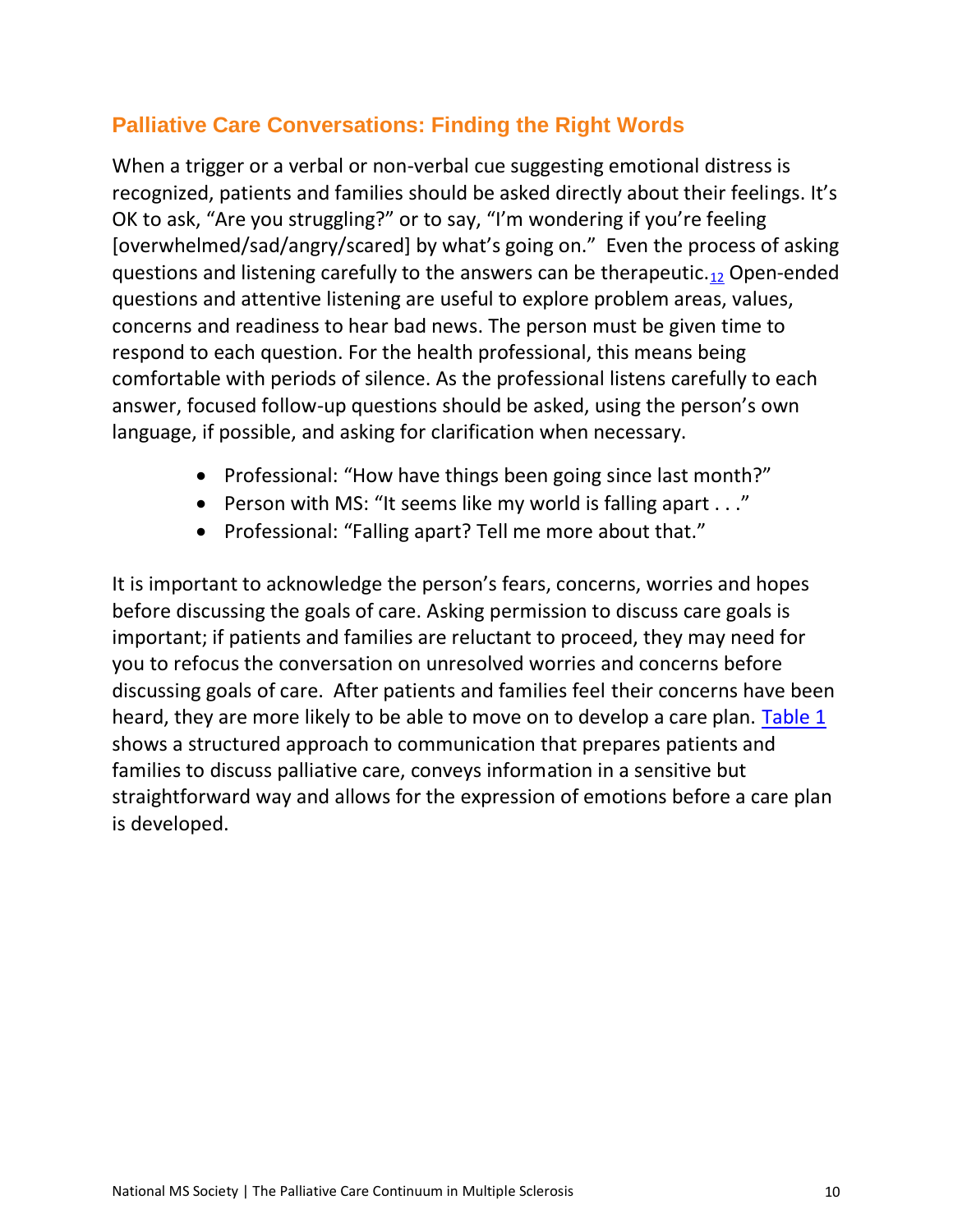## Palliative Care Conversations: Finding the Right Words

When a trigger or a verbal or non-verbal cue suggesting emotional distress is recognized, patients and families should be asked directly about their feelings. It's OK to ask, "Are you struggling?" or to say, "I'm wondering if you're feeling [overwhelmed/sad/angry/scared] by what's going on." Even the process of asking questions and listening carefully to the answers can be therapeutic.[12] Open-ended questions and attentive listening are useful to explore problem areas, values, concerns and readiness to hear bad news. The person must be given time to respond to each question. For the health professional, this means being comfortable with periods of silence. As the professional listens carefully to each answer, focused follow-up questions should be asked, using the person's own language, if possible, and asking for clarification when necessary.

- Professional: "How have things been going since last month?"
- Person with MS: "It seems like my world is falling apart . . ."
- Professional: "Falling apart? Tell me more about that."

It is important to acknowledge the person's fears, concerns, worries and hopes before discussing the goals of care. Asking permission to discuss care goals is important; if patients and families are reluctant to proceed, they may need for you to refocus the conversation on unresolved worries and concerns before discussing goals of care. After patients and families feel their concerns have been heard, they are more likely to be able to move on to develop a care plan. Table 1 shows a structured approach to communication that prepares patients and families to discuss palliative care, conveys information in a sensitive but straightforward way and allows for the expression of emotions before a care plan is developed.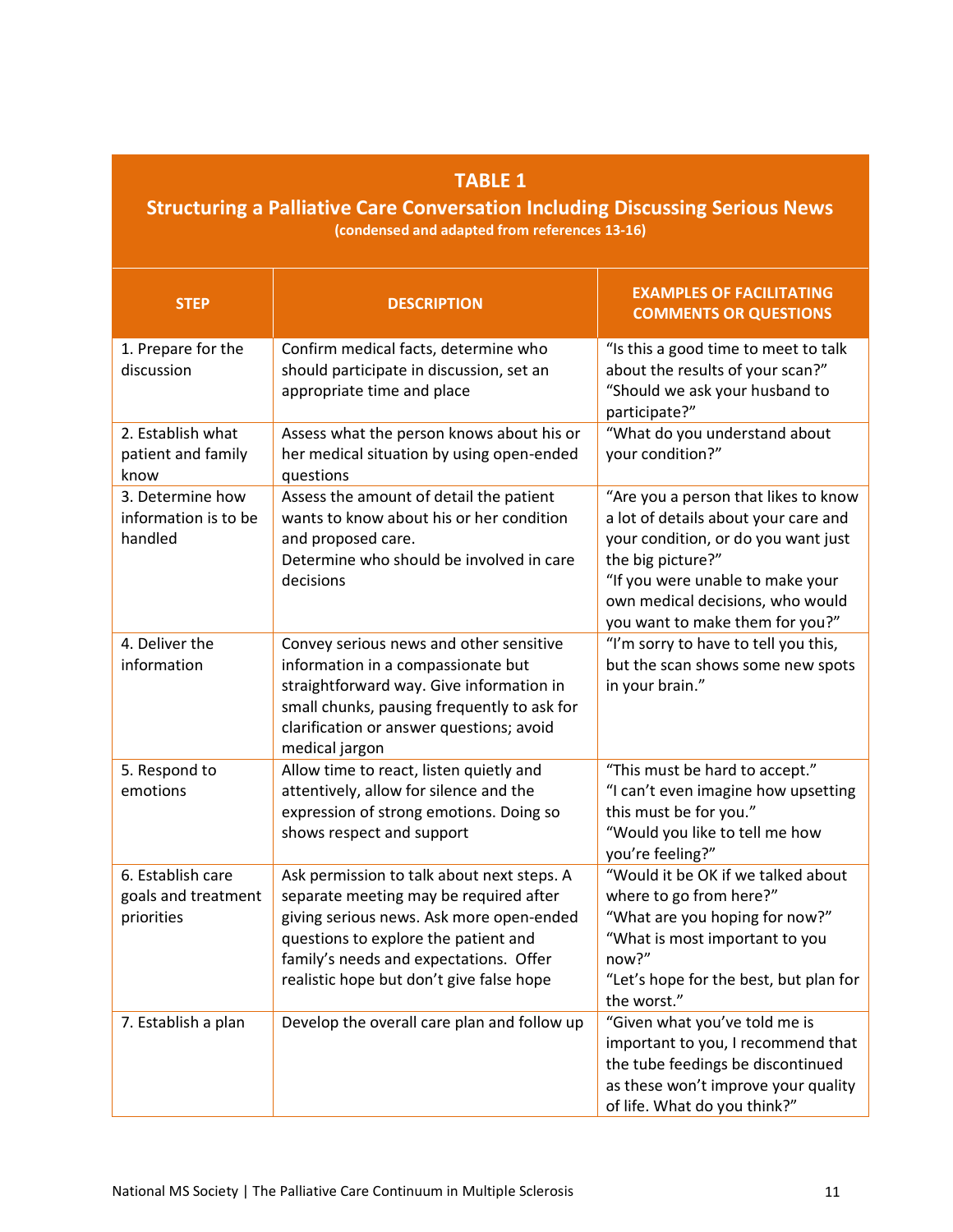## TABLE 1

### Structuring a Palliative Care Conversation Including Discussing Serious News

**(condensed and adapted from references 13-16)**

| STEP | DESCRIPTION | EXAMPLES OF FACILITATING COMMENTS OR QUESTIONS |
|---|---|---|
| 1. Prepare for the discussion | Confirm medical facts, determine who should participate in discussion, set an appropriate time and place | "Is this a good time to meet to talk about the results of your scan?" "Should we ask your husband to participate?" |
| 2. Establish what patient and family know | Assess what the person knows about his or her medical situation by using open-ended questions | "What do you understand about your condition?" |
| 3. Determine how information is to be handled | Assess the amount of detail the patient wants to know about his or her condition and proposed care. Determine who should be involved in care decisions | "Are you a person that likes to know a lot of details about your care and your condition, or do you want just the big picture?" "If you were unable to make your own medical decisions, who would you want to make them for you?" |
| 4. Deliver the information | Convey serious news and other sensitive information in a compassionate but straightforward way. Give information in small chunks, pausing frequently to ask for clarification or answer questions; avoid medical jargon | "I'm sorry to have to tell you this, but the scan shows some new spots in your brain." |
| 5. Respond to emotions | Allow time to react, listen quietly and attentively, allow for silence and the expression of strong emotions. Doing so shows respect and support | "This must be hard to accept." "I can't even imagine how upsetting this must be for you." "Would you like to tell me how you're feeling?" |
| 6. Establish care goals and treatment priorities | Ask permission to talk about next steps. A separate meeting may be required after giving serious news. Ask more open-ended questions to explore the patient and family's needs and expectations. Offer realistic hope but don't give false hope | "Would it be OK if we talked about where to go from here?" "What are you hoping for now?" "What is most important to you now?" "Let's hope for the best, but plan for the worst." |
| 7. Establish a plan | Develop the overall care plan and follow up | "Given what you've told me is important to you, I recommend that the tube feedings be discontinued as these won't improve your quality of life. What do you think?" |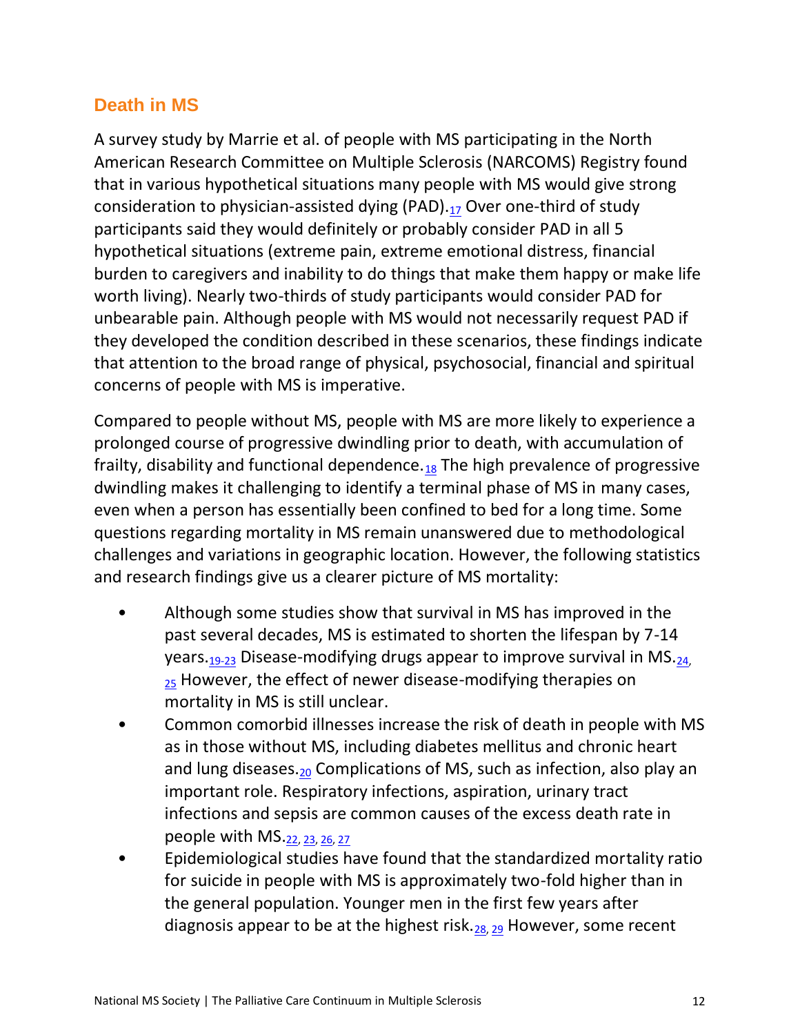## Death in MS

A survey study by Marrie et al. of people with MS participating in the North American Research Committee on Multiple Sclerosis (NARCOMS) Registry found that in various hypothetical situations many people with MS would give strong consideration to physician-assisted dying (PAD).[17] Over one-third of study participants said they would definitely or probably consider PAD in all 5 hypothetical situations (extreme pain, extreme emotional distress, financial burden to caregivers and inability to do things that make them happy or make life worth living). Nearly two-thirds of study participants would consider PAD for unbearable pain. Although people with MS would not necessarily request PAD if they developed the condition described in these scenarios, these findings indicate that attention to the broad range of physical, psychosocial, financial and spiritual concerns of people with MS is imperative.

Compared to people without MS, people with MS are more likely to experience a prolonged course of progressive dwindling prior to death, with accumulation of frailty, disability and functional dependence.[18] The high prevalence of progressive dwindling makes it challenging to identify a terminal phase of MS in many cases, even when a person has essentially been confined to bed for a long time. Some questions regarding mortality in MS remain unanswered due to methodological challenges and variations in geographic location. However, the following statistics and research findings give us a clearer picture of MS mortality:

- Although some studies show that survival in MS has improved in the past several decades, MS is estimated to shorten the lifespan by 7-14 years.[19-23] Disease-modifying drugs appear to improve survival in MS.[24, 25] However, the effect of newer disease-modifying therapies on mortality in MS is still unclear.
- Common comorbid illnesses increase the risk of death in people with MS as in those without MS, including diabetes mellitus and chronic heart and lung diseases.[20] Complications of MS, such as infection, also play an important role. Respiratory infections, aspiration, urinary tract infections and sepsis are common causes of the excess death rate in people with MS.[22, 23, 26, 27]
- Epidemiological studies have found that the standardized mortality ratio for suicide in people with MS is approximately two-fold higher than in the general population. Younger men in the first few years after diagnosis appear to be at the highest risk.[28, 29] However, some recent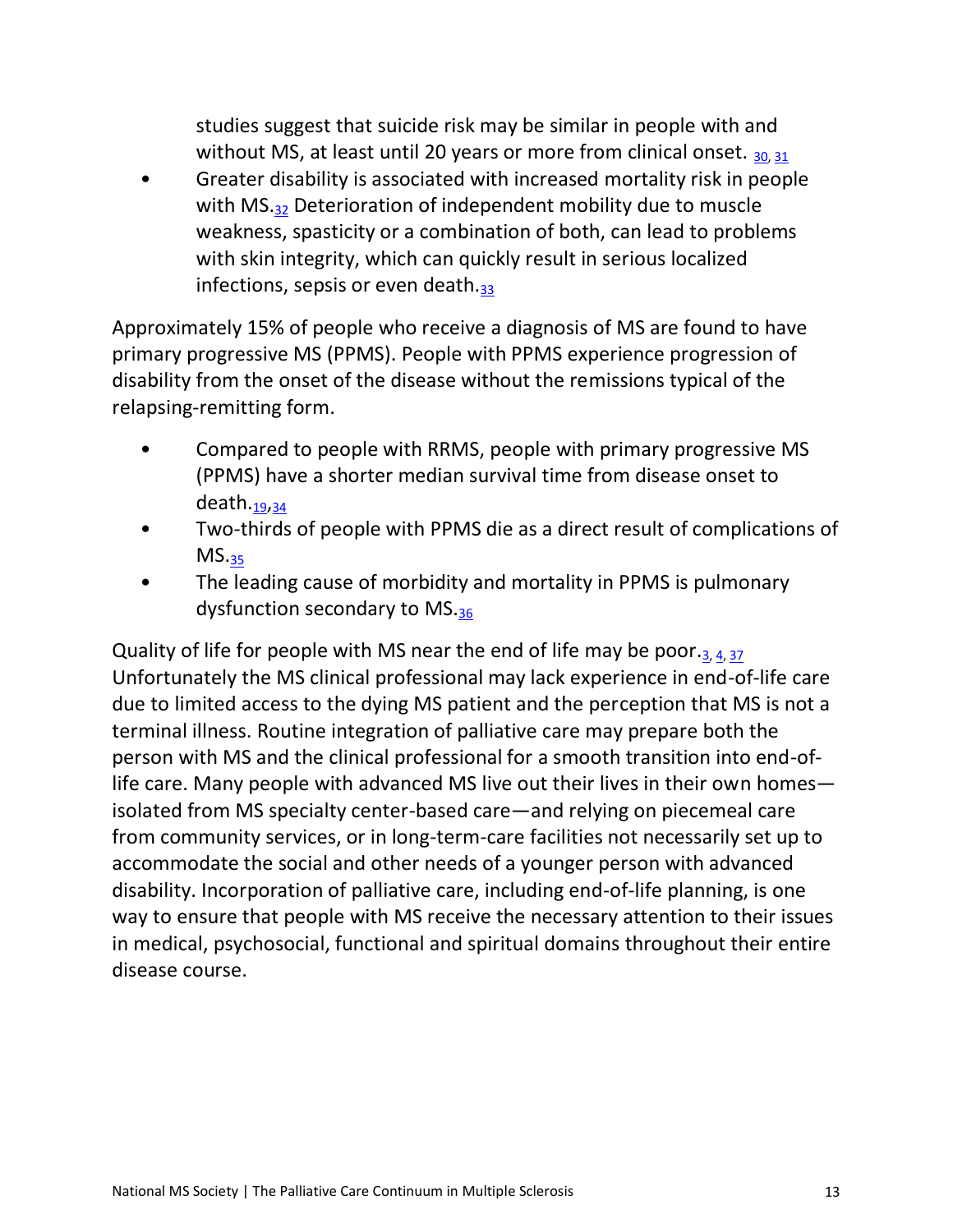studies suggest that suicide risk may be similar in people with and without MS, at least until 20 years or more from clinical onset. [30, 31]

- Greater disability is associated with increased mortality risk in people with MS.[32] Deterioration of independent mobility due to muscle weakness, spasticity or a combination of both, can lead to problems with skin integrity, which can quickly result in serious localized infections, sepsis or even death.[33]

Approximately 15% of people who receive a diagnosis of MS are found to have primary progressive MS (PPMS). People with PPMS experience progression of disability from the onset of the disease without the remissions typical of the relapsing-remitting form.

- Compared to people with RRMS, people with primary progressive MS (PPMS) have a shorter median survival time from disease onset to death.[19,34]
- Two-thirds of people with PPMS die as a direct result of complications of MS.[35]
- The leading cause of morbidity and mortality in PPMS is pulmonary dysfunction secondary to MS.[36]

Quality of life for people with MS near the end of life may be poor.[3, 4, 37] Unfortunately the MS clinical professional may lack experience in end-of-life care due to limited access to the dying MS patient and the perception that MS is not a terminal illness. Routine integration of palliative care may prepare both the person with MS and the clinical professional for a smooth transition into end-of-life care. Many people with advanced MS live out their lives in their own homes—isolated from MS specialty center-based care—and relying on piecemeal care from community services, or in long-term-care facilities not necessarily set up to accommodate the social and other needs of a younger person with advanced disability. Incorporation of palliative care, including end-of-life planning, is one way to ensure that people with MS receive the necessary attention to their issues in medical, psychosocial, functional and spiritual domains throughout their entire disease course.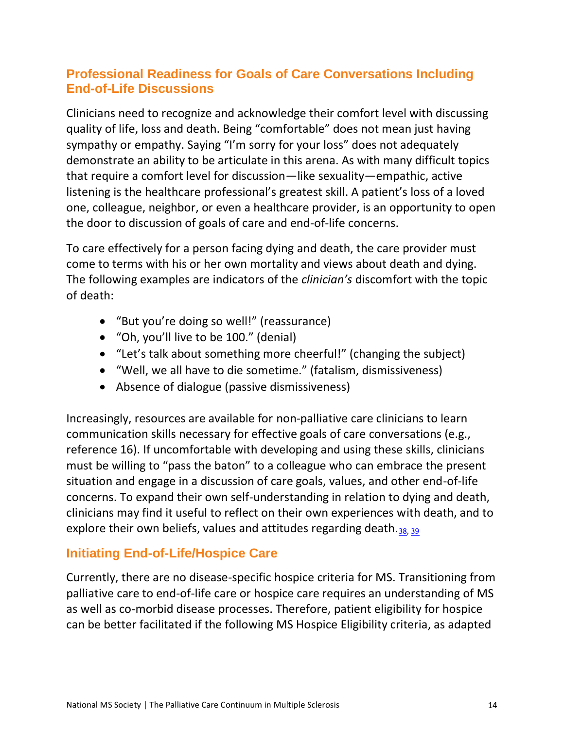## Professional Readiness for Goals of Care Conversations Including End-of-Life Discussions

Clinicians need to recognize and acknowledge their comfort level with discussing quality of life, loss and death. Being "comfortable" does not mean just having sympathy or empathy. Saying "I'm sorry for your loss" does not adequately demonstrate an ability to be articulate in this arena. As with many difficult topics that require a comfort level for discussion—like sexuality—empathic, active listening is the healthcare professional's greatest skill. A patient's loss of a loved one, colleague, neighbor, or even a healthcare provider, is an opportunity to open the door to discussion of goals of care and end-of-life concerns.

To care effectively for a person facing dying and death, the care provider must come to terms with his or her own mortality and views about death and dying. The following examples are indicators of the *clinician's* discomfort with the topic of death:

- "But you're doing so well!" (reassurance)
- "Oh, you'll live to be 100." (denial)
- "Let's talk about something more cheerful!" (changing the subject)
- "Well, we all have to die sometime." (fatalism, dismissiveness)
- Absence of dialogue (passive dismissiveness)

Increasingly, resources are available for non-palliative care clinicians to learn communication skills necessary for effective goals of care conversations (e.g., reference 16). If uncomfortable with developing and using these skills, clinicians must be willing to "pass the baton" to a colleague who can embrace the present situation and engage in a discussion of care goals, values, and other end-of-life concerns. To expand their own self-understanding in relation to dying and death, clinicians may find it useful to reflect on their own experiences with death, and to explore their own beliefs, values and attitudes regarding death.[38, 39]

## Initiating End-of-Life/Hospice Care

Currently, there are no disease-specific hospice criteria for MS. Transitioning from palliative care to end-of-life care or hospice care requires an understanding of MS as well as co-morbid disease processes. Therefore, patient eligibility for hospice can be better facilitated if the following MS Hospice Eligibility criteria, as adapted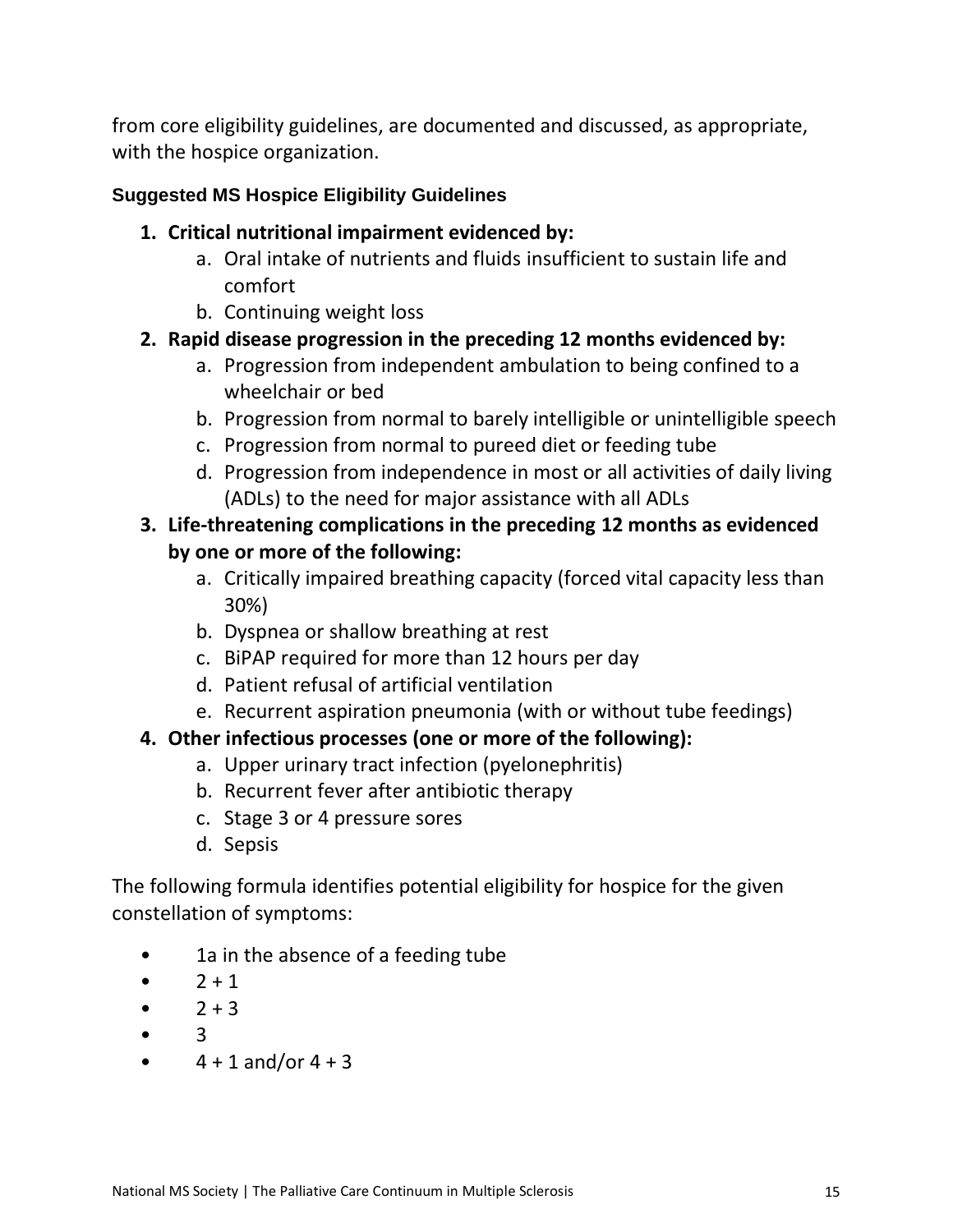from core eligibility guidelines, are documented and discussed, as appropriate, with the hospice organization.

### Suggested MS Hospice Eligibility Guidelines

1. **Critical nutritional impairment evidenced by:**
   a. Oral intake of nutrients and fluids insufficient to sustain life and comfort
   b. Continuing weight loss
2. **Rapid disease progression in the preceding 12 months evidenced by:**
   a. Progression from independent ambulation to being confined to a wheelchair or bed
   b. Progression from normal to barely intelligible or unintelligible speech
   c. Progression from normal to pureed diet or feeding tube
   d. Progression from independence in most or all activities of daily living (ADLs) to the need for major assistance with all ADLs
3. **Life-threatening complications in the preceding 12 months as evidenced by one or more of the following:**
   a. Critically impaired breathing capacity (forced vital capacity less than 30%)
   b. Dyspnea or shallow breathing at rest
   c. BiPAP required for more than 12 hours per day
   d. Patient refusal of artificial ventilation
   e. Recurrent aspiration pneumonia (with or without tube feedings)
4. **Other infectious processes (one or more of the following):**
   a. Upper urinary tract infection (pyelonephritis)
   b. Recurrent fever after antibiotic therapy
   c. Stage 3 or 4 pressure sores
   d. Sepsis

The following formula identifies potential eligibility for hospice for the given constellation of symptoms:

- 1a in the absence of a feeding tube
- 2 + 1
- 2 + 3
- 3
- 4 + 1 and/or 4 + 3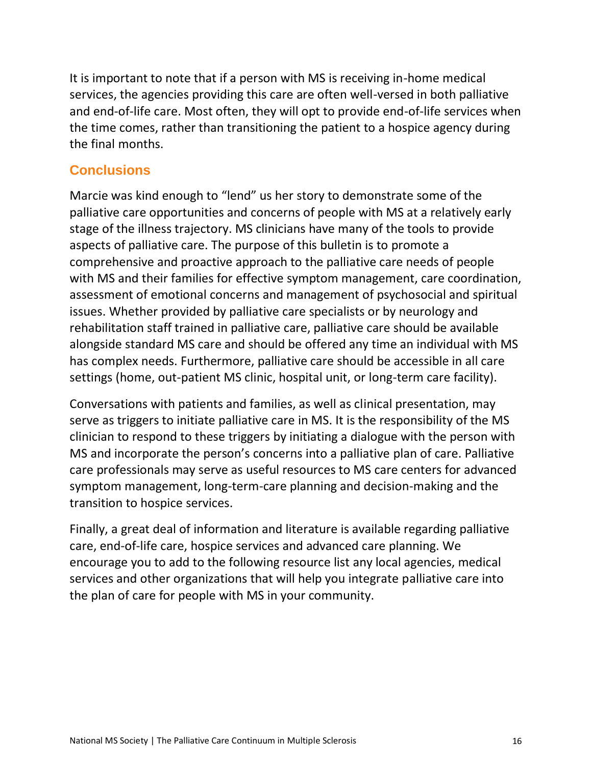It is important to note that if a person with MS is receiving in-home medical services, the agencies providing this care are often well-versed in both palliative and end-of-life care. Most often, they will opt to provide end-of-life services when the time comes, rather than transitioning the patient to a hospice agency during the final months.

## Conclusions

Marcie was kind enough to "lend" us her story to demonstrate some of the palliative care opportunities and concerns of people with MS at a relatively early stage of the illness trajectory. MS clinicians have many of the tools to provide aspects of palliative care. The purpose of this bulletin is to promote a comprehensive and proactive approach to the palliative care needs of people with MS and their families for effective symptom management, care coordination, assessment of emotional concerns and management of psychosocial and spiritual issues. Whether provided by palliative care specialists or by neurology and rehabilitation staff trained in palliative care, palliative care should be available alongside standard MS care and should be offered any time an individual with MS has complex needs. Furthermore, palliative care should be accessible in all care settings (home, out-patient MS clinic, hospital unit, or long-term care facility).

Conversations with patients and families, as well as clinical presentation, may serve as triggers to initiate palliative care in MS. It is the responsibility of the MS clinician to respond to these triggers by initiating a dialogue with the person with MS and incorporate the person's concerns into a palliative plan of care. Palliative care professionals may serve as useful resources to MS care centers for advanced symptom management, long-term-care planning and decision-making and the transition to hospice services.

Finally, a great deal of information and literature is available regarding palliative care, end-of-life care, hospice services and advanced care planning. We encourage you to add to the following resource list any local agencies, medical services and other organizations that will help you integrate palliative care into the plan of care for people with MS in your community.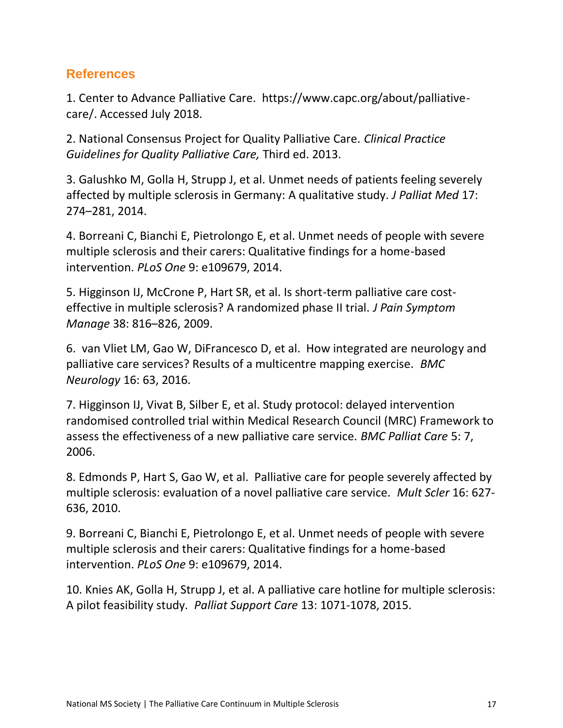## References

1. Center to Advance Palliative Care. https://www.capc.org/about/palliative-care/. Accessed July 2018.

2. National Consensus Project for Quality Palliative Care. *Clinical Practice Guidelines for Quality Palliative Care,* Third ed. 2013.

3. Galushko M, Golla H, Strupp J, et al. Unmet needs of patients feeling severely affected by multiple sclerosis in Germany: A qualitative study. *J Palliat Med* 17: 274–281, 2014.

4. Borreani C, Bianchi E, Pietrolongo E, et al. Unmet needs of people with severe multiple sclerosis and their carers: Qualitative findings for a home-based intervention. *PLoS One* 9: e109679, 2014.

5. Higginson IJ, McCrone P, Hart SR, et al. Is short-term palliative care cost-effective in multiple sclerosis? A randomized phase II trial. *J Pain Symptom Manage* 38: 816–826, 2009.

6. van Vliet LM, Gao W, DiFrancesco D, et al. How integrated are neurology and palliative care services? Results of a multicentre mapping exercise. *BMC Neurology* 16: 63, 2016.

7. Higginson IJ, Vivat B, Silber E, et al. Study protocol: delayed intervention randomised controlled trial within Medical Research Council (MRC) Framework to assess the effectiveness of a new palliative care service. *BMC Palliat Care* 5: 7, 2006.

8. Edmonds P, Hart S, Gao W, et al. Palliative care for people severely affected by multiple sclerosis: evaluation of a novel palliative care service. *Mult Scler* 16: 627-636, 2010.

9. Borreani C, Bianchi E, Pietrolongo E, et al. Unmet needs of people with severe multiple sclerosis and their carers: Qualitative findings for a home-based intervention. *PLoS One* 9: e109679, 2014.

10. Knies AK, Golla H, Strupp J, et al. A palliative care hotline for multiple sclerosis: A pilot feasibility study. *Palliat Support Care* 13: 1071-1078, 2015.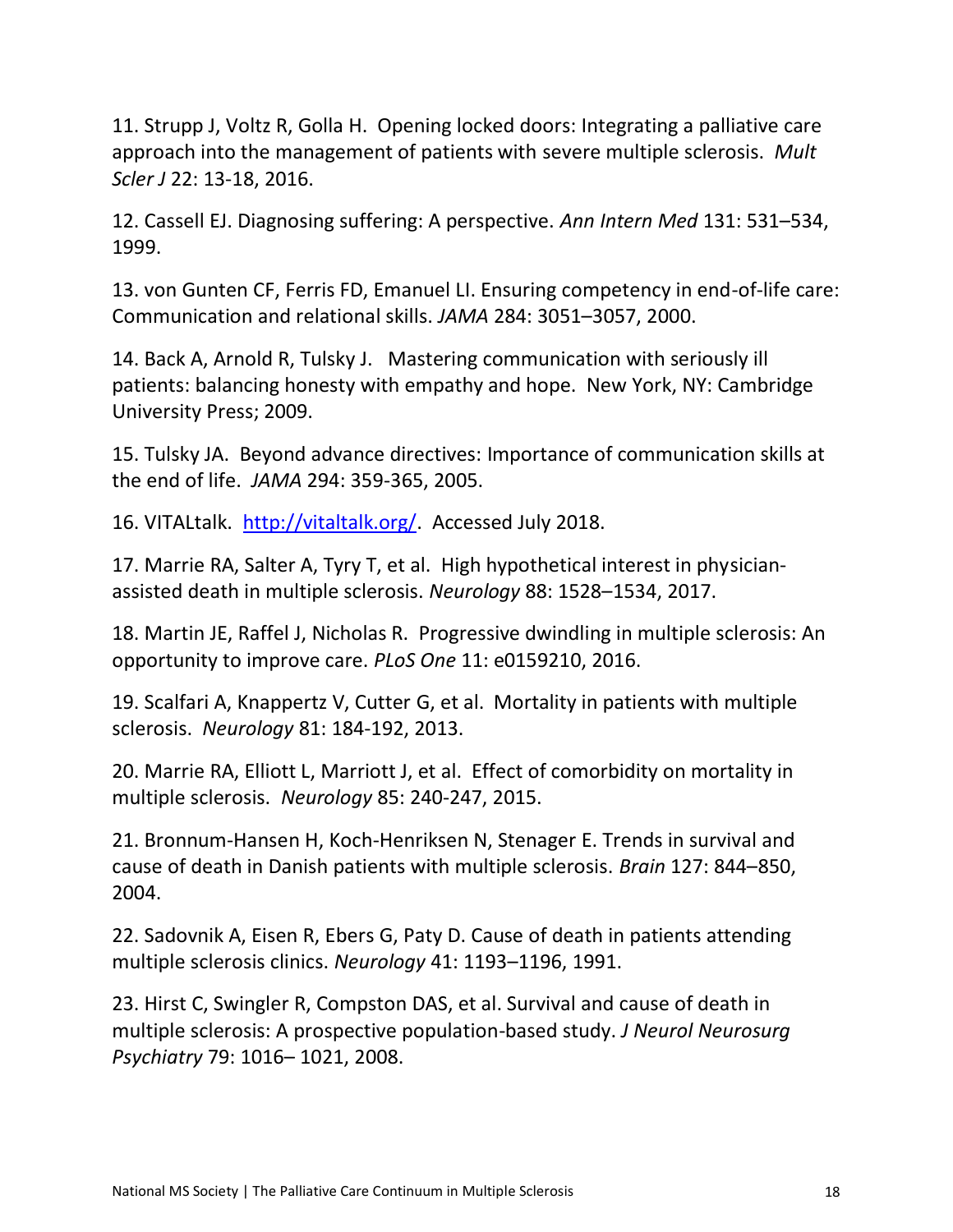11. Strupp J, Voltz R, Golla H. Opening locked doors: Integrating a palliative care approach into the management of patients with severe multiple sclerosis. *Mult Scler J* 22: 13-18, 2016.

12. Cassell EJ. Diagnosing suffering: A perspective. *Ann Intern Med* 131: 531–534, 1999.

13. von Gunten CF, Ferris FD, Emanuel LI. Ensuring competency in end-of-life care: Communication and relational skills. *JAMA* 284: 3051–3057, 2000.

14. Back A, Arnold R, Tulsky J. Mastering communication with seriously ill patients: balancing honesty with empathy and hope. New York, NY: Cambridge University Press; 2009.

15. Tulsky JA. Beyond advance directives: Importance of communication skills at the end of life. *JAMA* 294: 359-365, 2005.

16. VITALtalk. [http://vitaltalk.org/](http://vitaltalk.org/). Accessed July 2018.

17. Marrie RA, Salter A, Tyry T, et al. High hypothetical interest in physician-assisted death in multiple sclerosis. *Neurology* 88: 1528–1534, 2017.

18. Martin JE, Raffel J, Nicholas R. Progressive dwindling in multiple sclerosis: An opportunity to improve care. *PLoS One* 11: e0159210, 2016.

19. Scalfari A, Knappertz V, Cutter G, et al. Mortality in patients with multiple sclerosis. *Neurology* 81: 184-192, 2013.

20. Marrie RA, Elliott L, Marriott J, et al. Effect of comorbidity on mortality in multiple sclerosis. *Neurology* 85: 240-247, 2015.

21. Bronnum-Hansen H, Koch-Henriksen N, Stenager E. Trends in survival and cause of death in Danish patients with multiple sclerosis. *Brain* 127: 844–850, 2004.

22. Sadovnik A, Eisen R, Ebers G, Paty D. Cause of death in patients attending multiple sclerosis clinics. *Neurology* 41: 1193–1196, 1991.

23. Hirst C, Swingler R, Compston DAS, et al. Survival and cause of death in multiple sclerosis: A prospective population-based study. *J Neurol Neurosurg Psychiatry* 79: 1016– 1021, 2008.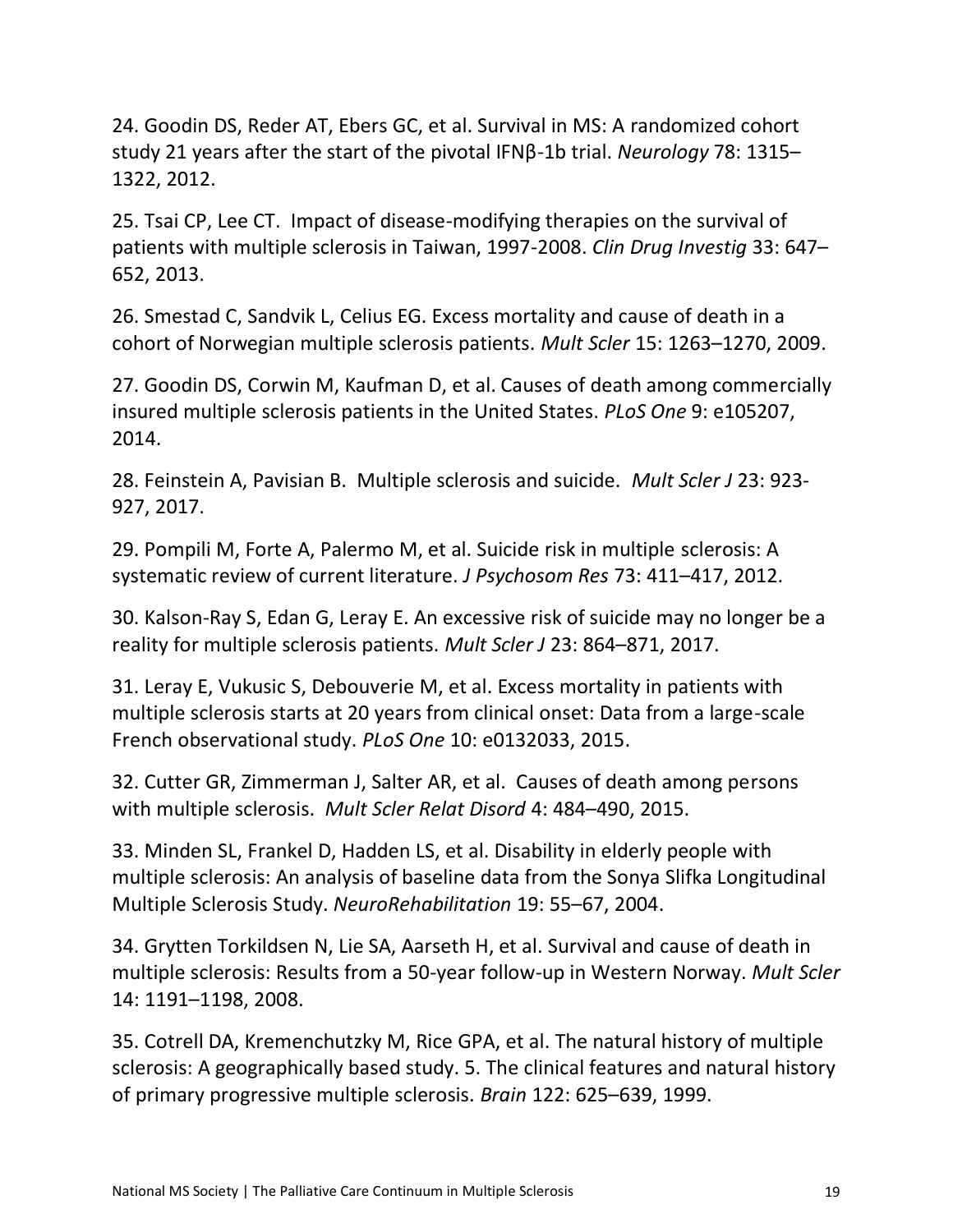24. Goodin DS, Reder AT, Ebers GC, et al. Survival in MS: A randomized cohort study 21 years after the start of the pivotal IFNβ-1b trial. *Neurology* 78: 1315–1322, 2012.

25. Tsai CP, Lee CT. Impact of disease-modifying therapies on the survival of patients with multiple sclerosis in Taiwan, 1997-2008. *Clin Drug Investig* 33: 647–652, 2013.

26. Smestad C, Sandvik L, Celius EG. Excess mortality and cause of death in a cohort of Norwegian multiple sclerosis patients. *Mult Scler* 15: 1263–1270, 2009.

27. Goodin DS, Corwin M, Kaufman D, et al. Causes of death among commercially insured multiple sclerosis patients in the United States. *PLoS One* 9: e105207, 2014.

28. Feinstein A, Pavisian B. Multiple sclerosis and suicide. *Mult Scler J* 23: 923-927, 2017.

29. Pompili M, Forte A, Palermo M, et al. Suicide risk in multiple sclerosis: A systematic review of current literature. *J Psychosom Res* 73: 411–417, 2012.

30. Kalson-Ray S, Edan G, Leray E. An excessive risk of suicide may no longer be a reality for multiple sclerosis patients. *Mult Scler J* 23: 864–871, 2017.

31. Leray E, Vukusic S, Debouverie M, et al. Excess mortality in patients with multiple sclerosis starts at 20 years from clinical onset: Data from a large-scale French observational study. *PLoS One* 10: e0132033, 2015.

32. Cutter GR, Zimmerman J, Salter AR, et al. Causes of death among persons with multiple sclerosis. *Mult Scler Relat Disord* 4: 484–490, 2015.

33. Minden SL, Frankel D, Hadden LS, et al. Disability in elderly people with multiple sclerosis: An analysis of baseline data from the Sonya Slifka Longitudinal Multiple Sclerosis Study. *NeuroRehabilitation* 19: 55–67, 2004.

34. Grytten Torkildsen N, Lie SA, Aarseth H, et al. Survival and cause of death in multiple sclerosis: Results from a 50-year follow-up in Western Norway. *Mult Scler* 14: 1191–1198, 2008.

35. Cotrell DA, Kremenchutzky M, Rice GPA, et al. The natural history of multiple sclerosis: A geographically based study. 5. The clinical features and natural history of primary progressive multiple sclerosis. *Brain* 122: 625–639, 1999.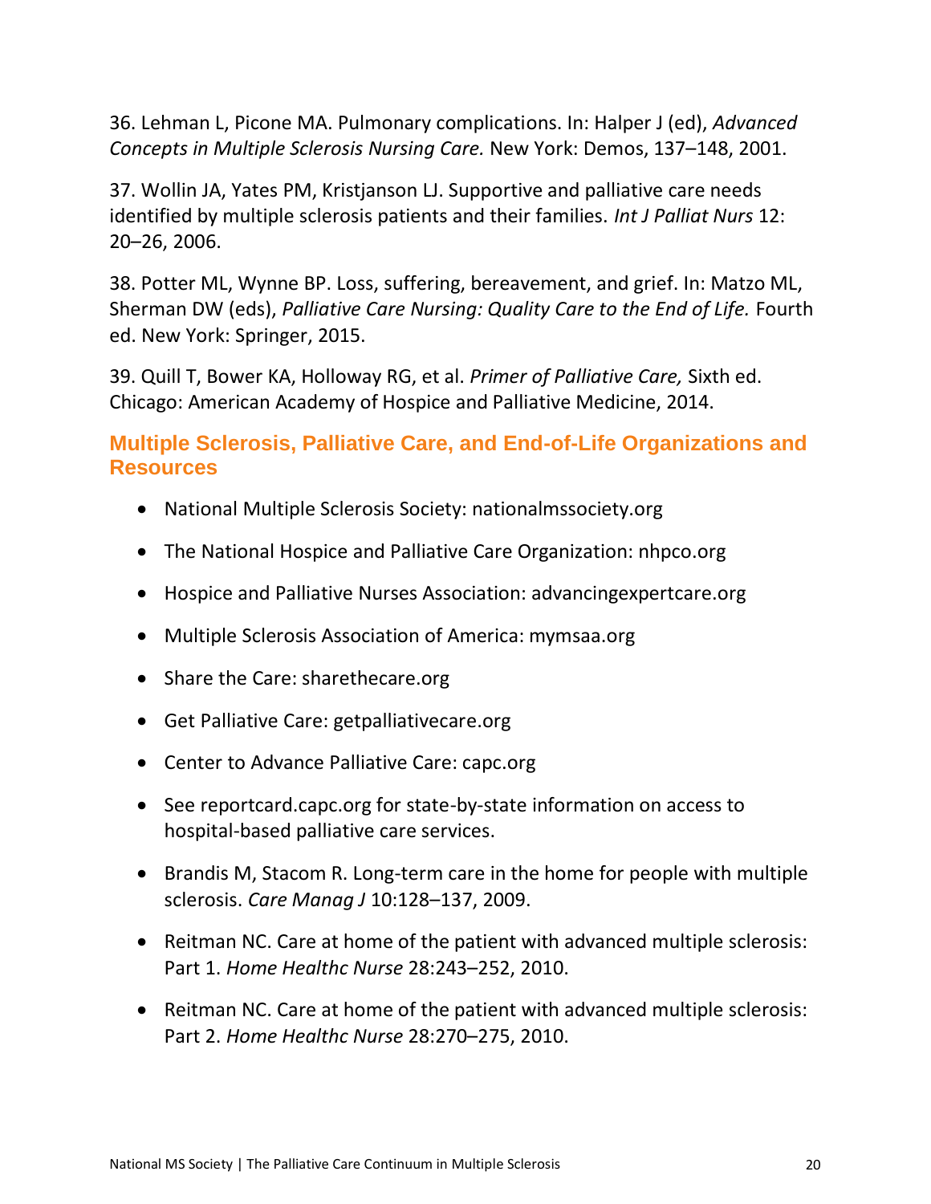36. Lehman L, Picone MA. Pulmonary complications. In: Halper J (ed), *Advanced Concepts in Multiple Sclerosis Nursing Care.* New York: Demos, 137–148, 2001.

37. Wollin JA, Yates PM, Kristjanson LJ. Supportive and palliative care needs identified by multiple sclerosis patients and their families. *Int J Palliat Nurs* 12: 20–26, 2006.

38. Potter ML, Wynne BP. Loss, suffering, bereavement, and grief. In: Matzo ML, Sherman DW (eds), *Palliative Care Nursing: Quality Care to the End of Life.* Fourth ed. New York: Springer, 2015.

39. Quill T, Bower KA, Holloway RG, et al. *Primer of Palliative Care,* Sixth ed. Chicago: American Academy of Hospice and Palliative Medicine, 2014.

## Multiple Sclerosis, Palliative Care, and End-of-Life Organizations and Resources

- National Multiple Sclerosis Society: nationalmssociety.org
- The National Hospice and Palliative Care Organization: nhpco.org
- Hospice and Palliative Nurses Association: advancingexpertcare.org
- Multiple Sclerosis Association of America: mymsaa.org
- Share the Care: sharethecare.org
- Get Palliative Care: getpalliativecare.org
- Center to Advance Palliative Care: capc.org
- See reportcard.capc.org for state-by-state information on access to hospital-based palliative care services.
- Brandis M, Stacom R. Long-term care in the home for people with multiple sclerosis. *Care Manag J* 10:128–137, 2009.
- Reitman NC. Care at home of the patient with advanced multiple sclerosis: Part 1. *Home Healthc Nurse* 28:243–252, 2010.
- Reitman NC. Care at home of the patient with advanced multiple sclerosis: Part 2. *Home Healthc Nurse* 28:270–275, 2010.